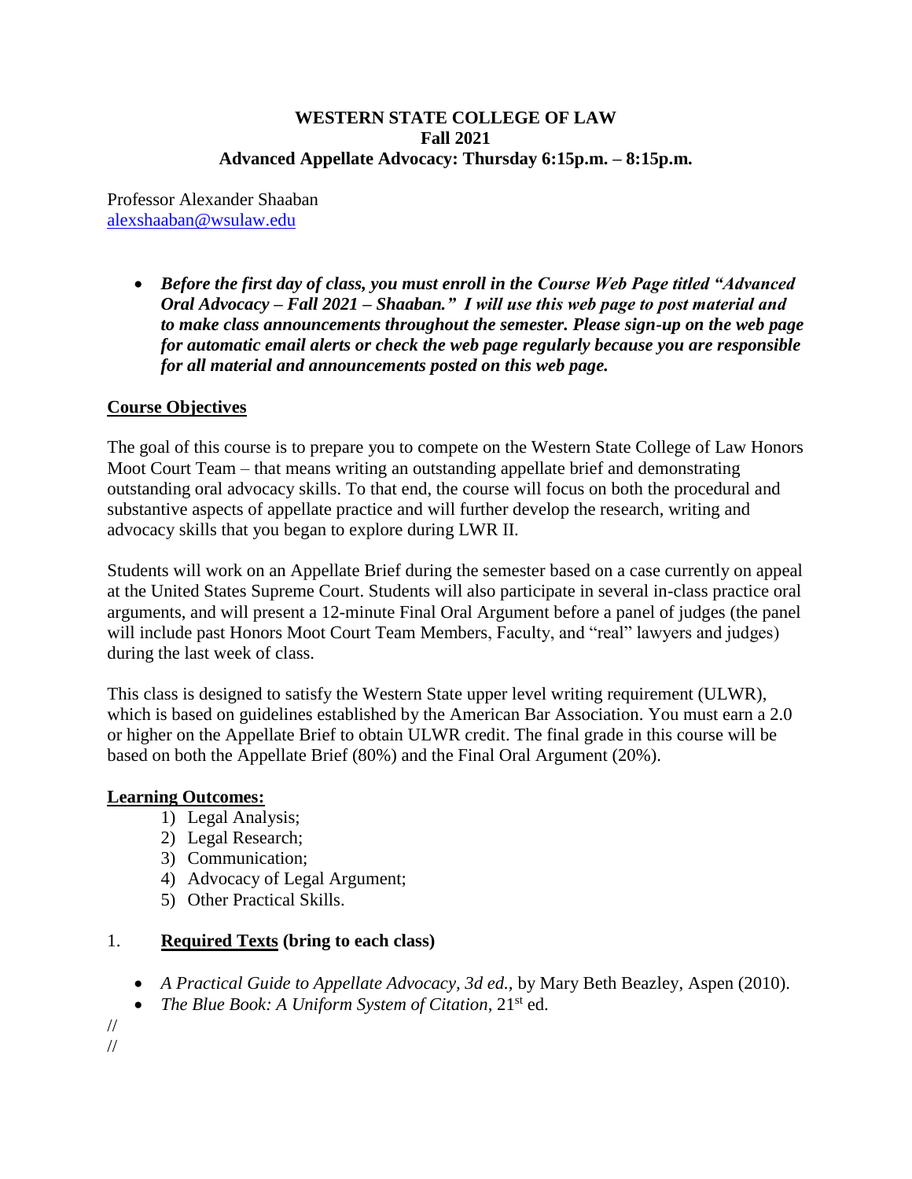**WESTERN STATE COLLEGE OF LAW**
**Fall 2021**
**Advanced Appellate Advocacy: Thursday 6:15p.m. – 8:15p.m.**

Professor Alexander Shaaban
alexshaaban@wsulaw.edu

- ***Before the first day of class, you must enroll in the Course Web Page titled "Advanced Oral Advocacy – Fall 2021 – Shaaban." I will use this web page to post material and to make class announcements throughout the semester. Please sign-up on the web page for automatic email alerts or check the web page regularly because you are responsible for all material and announcements posted on this web page.***

## Course Objectives

The goal of this course is to prepare you to compete on the Western State College of Law Honors Moot Court Team – that means writing an outstanding appellate brief and demonstrating outstanding oral advocacy skills. To that end, the course will focus on both the procedural and substantive aspects of appellate practice and will further develop the research, writing and advocacy skills that you began to explore during LWR II.

Students will work on an Appellate Brief during the semester based on a case currently on appeal at the United States Supreme Court. Students will also participate in several in-class practice oral arguments, and will present a 12-minute Final Oral Argument before a panel of judges (the panel will include past Honors Moot Court Team Members, Faculty, and "real" lawyers and judges) during the last week of class.

This class is designed to satisfy the Western State upper level writing requirement (ULWR), which is based on guidelines established by the American Bar Association. You must earn a 2.0 or higher on the Appellate Brief to obtain ULWR credit. The final grade in this course will be based on both the Appellate Brief (80%) and the Final Oral Argument (20%).

## Learning Outcomes:

1) Legal Analysis;
2) Legal Research;
3) Communication;
4) Advocacy of Legal Argument;
5) Other Practical Skills.

## 1. Required Texts (bring to each class)

- *A Practical Guide to Appellate Advocacy, 3d ed.*, by Mary Beth Beazley, Aspen (2010).
- *The Blue Book: A Uniform System of Citation*, 21st ed.

//
//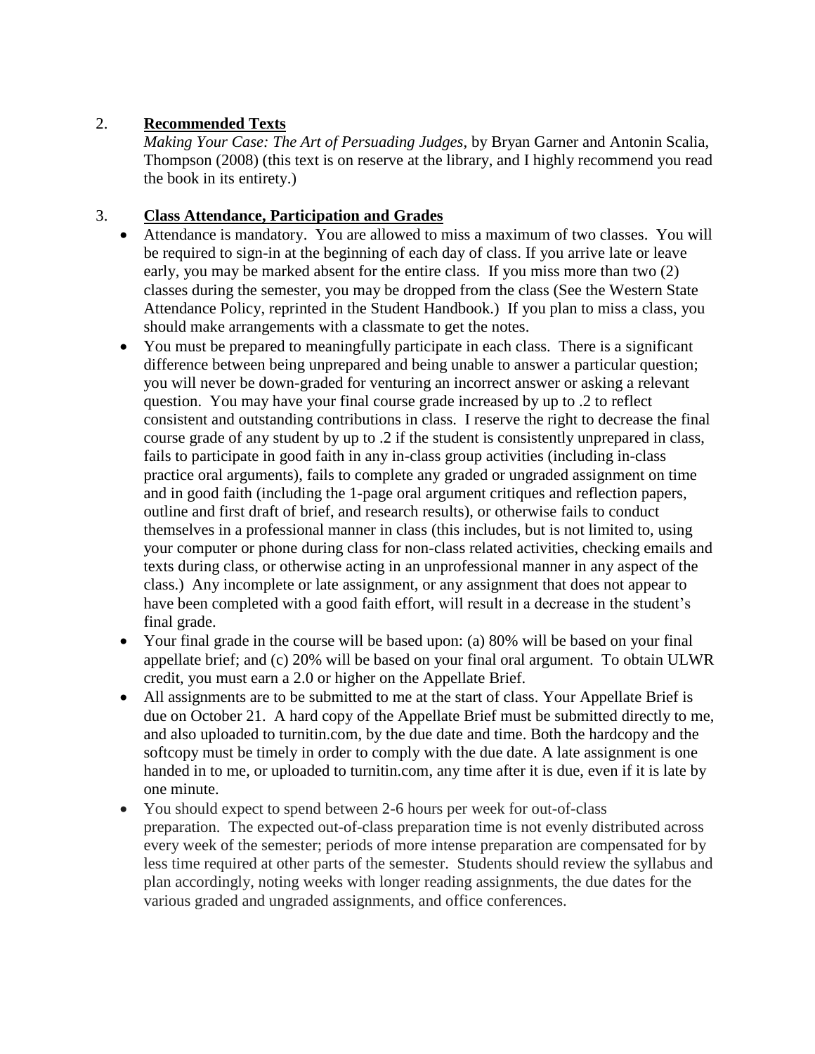2. **Recommended Texts**

   *Making Your Case: The Art of Persuading Judges*, by Bryan Garner and Antonin Scalia, Thompson (2008) (this text is on reserve at the library, and I highly recommend you read the book in its entirety.)

3. **Class Attendance, Participation and Grades**

- Attendance is mandatory. You are allowed to miss a maximum of two classes. You will be required to sign-in at the beginning of each day of class. If you arrive late or leave early, you may be marked absent for the entire class. If you miss more than two (2) classes during the semester, you may be dropped from the class (See the Western State Attendance Policy, reprinted in the Student Handbook.) If you plan to miss a class, you should make arrangements with a classmate to get the notes.
- You must be prepared to meaningfully participate in each class. There is a significant difference between being unprepared and being unable to answer a particular question; you will never be down-graded for venturing an incorrect answer or asking a relevant question. You may have your final course grade increased by up to .2 to reflect consistent and outstanding contributions in class. I reserve the right to decrease the final course grade of any student by up to .2 if the student is consistently unprepared in class, fails to participate in good faith in any in-class group activities (including in-class practice oral arguments), fails to complete any graded or ungraded assignment on time and in good faith (including the 1-page oral argument critiques and reflection papers, outline and first draft of brief, and research results), or otherwise fails to conduct themselves in a professional manner in class (this includes, but is not limited to, using your computer or phone during class for non-class related activities, checking emails and texts during class, or otherwise acting in an unprofessional manner in any aspect of the class.) Any incomplete or late assignment, or any assignment that does not appear to have been completed with a good faith effort, will result in a decrease in the student's final grade.
- Your final grade in the course will be based upon: (a) 80% will be based on your final appellate brief; and (c) 20% will be based on your final oral argument. To obtain ULWR credit, you must earn a 2.0 or higher on the Appellate Brief.
- All assignments are to be submitted to me at the start of class. Your Appellate Brief is due on October 21. A hard copy of the Appellate Brief must be submitted directly to me, and also uploaded to turnitin.com, by the due date and time. Both the hardcopy and the softcopy must be timely in order to comply with the due date. A late assignment is one handed in to me, or uploaded to turnitin.com, any time after it is due, even if it is late by one minute.
- You should expect to spend between 2-6 hours per week for out-of-class preparation. The expected out-of-class preparation time is not evenly distributed across every week of the semester; periods of more intense preparation are compensated for by less time required at other parts of the semester. Students should review the syllabus and plan accordingly, noting weeks with longer reading assignments, the due dates for the various graded and ungraded assignments, and office conferences.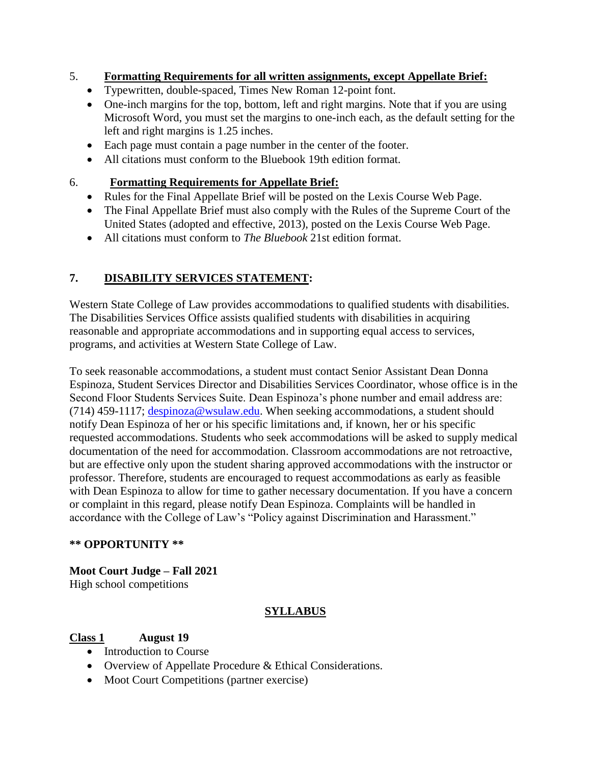5. **Formatting Requirements for all written assignments, except Appellate Brief:**

- Typewritten, double-spaced, Times New Roman 12-point font.
- One-inch margins for the top, bottom, left and right margins. Note that if you are using Microsoft Word, you must set the margins to one-inch each, as the default setting for the left and right margins is 1.25 inches.
- Each page must contain a page number in the center of the footer.
- All citations must conform to the Bluebook 19th edition format.

6. **Formatting Requirements for Appellate Brief:**

- Rules for the Final Appellate Brief will be posted on the Lexis Course Web Page.
- The Final Appellate Brief must also comply with the Rules of the Supreme Court of the United States (adopted and effective, 2013), posted on the Lexis Course Web Page.
- All citations must conform to *The Bluebook* 21st edition format.

## 7. DISABILITY SERVICES STATEMENT:

Western State College of Law provides accommodations to qualified students with disabilities. The Disabilities Services Office assists qualified students with disabilities in acquiring reasonable and appropriate accommodations and in supporting equal access to services, programs, and activities at Western State College of Law.

To seek reasonable accommodations, a student must contact Senior Assistant Dean Donna Espinoza, Student Services Director and Disabilities Services Coordinator, whose office is in the Second Floor Students Services Suite. Dean Espinoza's phone number and email address are: (714) 459-1117; despinoza@wsulaw.edu. When seeking accommodations, a student should notify Dean Espinoza of her or his specific limitations and, if known, her or his specific requested accommodations. Students who seek accommodations will be asked to supply medical documentation of the need for accommodation. Classroom accommodations are not retroactive, but are effective only upon the student sharing approved accommodations with the instructor or professor. Therefore, students are encouraged to request accommodations as early as feasible with Dean Espinoza to allow for time to gather necessary documentation. If you have a concern or complaint in this regard, please notify Dean Espinoza. Complaints will be handled in accordance with the College of Law's "Policy against Discrimination and Harassment."

**\*\* OPPORTUNITY \*\***

**Moot Court Judge – Fall 2021**
High school competitions

## SYLLABUS

**Class 1** **August 19**

- Introduction to Course
- Overview of Appellate Procedure & Ethical Considerations.
- Moot Court Competitions (partner exercise)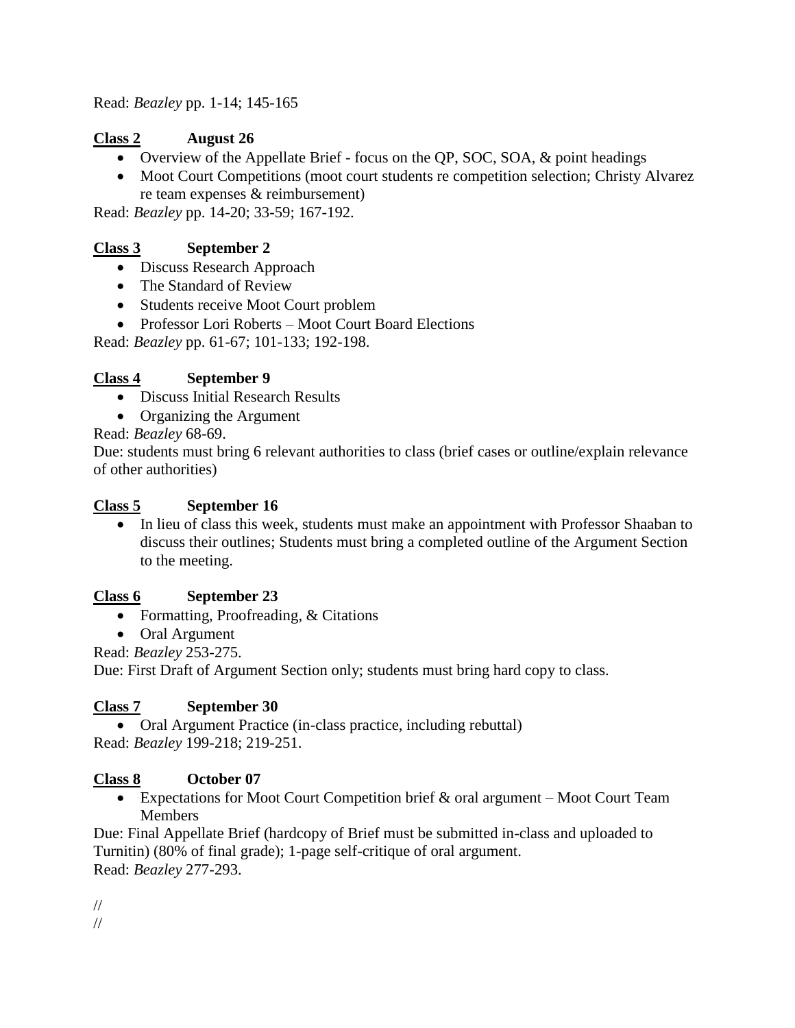Read: *Beazley* pp. 1-14; 145-165

**Class 2 August 26**

- Overview of the Appellate Brief - focus on the QP, SOC, SOA, & point headings
- Moot Court Competitions (moot court students re competition selection; Christy Alvarez re team expenses & reimbursement)

Read: *Beazley* pp. 14-20; 33-59; 167-192.

**Class 3 September 2**

- Discuss Research Approach
- The Standard of Review
- Students receive Moot Court problem
- Professor Lori Roberts – Moot Court Board Elections

Read: *Beazley* pp. 61-67; 101-133; 192-198.

**Class 4 September 9**

- Discuss Initial Research Results
- Organizing the Argument

Read: *Beazley* 68-69.

Due: students must bring 6 relevant authorities to class (brief cases or outline/explain relevance of other authorities)

**Class 5 September 16**

- In lieu of class this week, students must make an appointment with Professor Shaaban to discuss their outlines; Students must bring a completed outline of the Argument Section to the meeting.

**Class 6 September 23**

- Formatting, Proofreading, & Citations
- Oral Argument

Read: *Beazley* 253-275.

Due: First Draft of Argument Section only; students must bring hard copy to class.

**Class 7 September 30**

- Oral Argument Practice (in-class practice, including rebuttal)

Read: *Beazley* 199-218; 219-251.

**Class 8 October 07**

- Expectations for Moot Court Competition brief & oral argument – Moot Court Team Members

Due: Final Appellate Brief (hardcopy of Brief must be submitted in-class and uploaded to Turnitin) (80% of final grade); 1-page self-critique of oral argument.

Read: *Beazley* 277-293.

//

//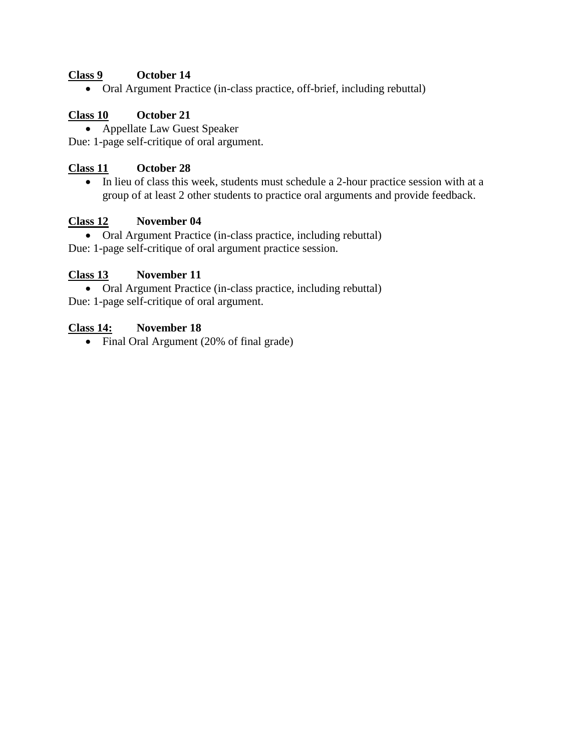**<u>Class 9</u>** **October 14**

- Oral Argument Practice (in-class practice, off-brief, including rebuttal)

**<u>Class 10</u>** **October 21**

- Appellate Law Guest Speaker

Due: 1-page self-critique of oral argument.

**<u>Class 11</u>** **October 28**

- In lieu of class this week, students must schedule a 2-hour practice session with at a group of at least 2 other students to practice oral arguments and provide feedback.

**<u>Class 12</u>** **November 04**

- Oral Argument Practice (in-class practice, including rebuttal)

Due: 1-page self-critique of oral argument practice session.

**<u>Class 13</u>** **November 11**

- Oral Argument Practice (in-class practice, including rebuttal)

Due: 1-page self-critique of oral argument.

**<u>Class 14:</u>** **November 18**

- Final Oral Argument (20% of final grade)